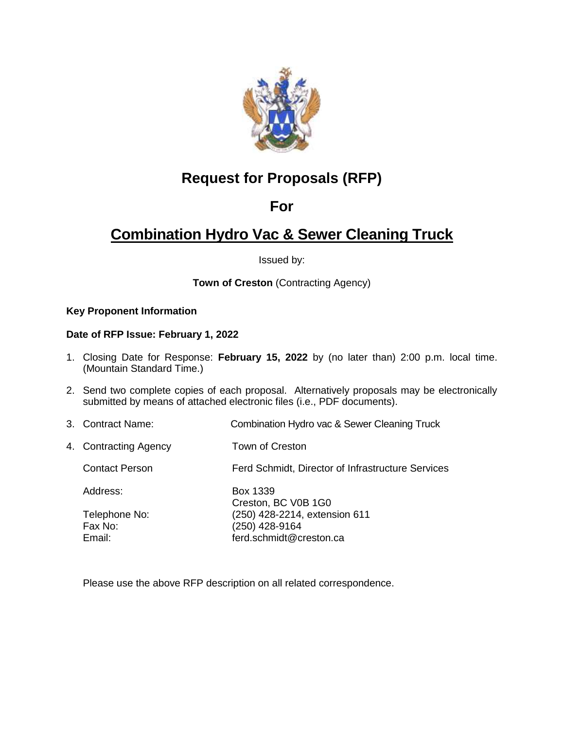# Request for Proposals (RFP)

# For

# Combination Hydro Vac & Sewer Cleaning Truck

Issued by:

**Town of Creston** (Contracting Agency)

**Key Proponent Information**

**Date of RFP Issue: February 1, 2022**

1. Closing Date for Response: **February 15, 2022** by (no later than) 2:00 p.m. local time. (Mountain Standard Time.)
2. Send two complete copies of each proposal. Alternatively proposals may be electronically submitted by means of attached electronic files (i.e., PDF documents).
3. Contract Name: Combination Hydro vac & Sewer Cleaning Truck
4. Contracting Agency: Town of Creston

   Contact Person: Ferd Schmidt, Director of Infrastructure Services

   Address: Box 1339
   Creston, BC V0B 1G0

   Telephone No: (250) 428-2214, extension 611

   Fax No: (250) 428-9164

   Email: ferd.schmidt@creston.ca

Please use the above RFP description on all related correspondence.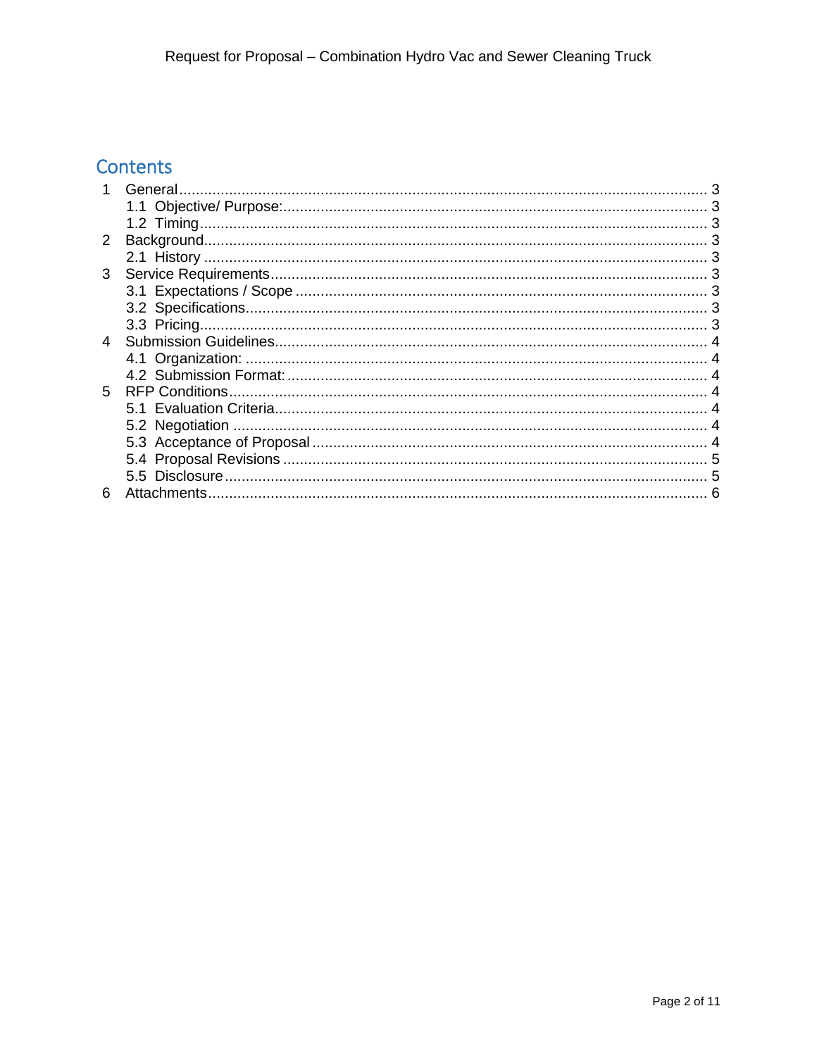# Contents

1 General ........................................................... 3
   1.1 Objective/ Purpose: ........................................... 3
   1.2 Timing ........................................................ 3
2 Background ........................................................ 3
   2.1 History ....................................................... 3
3 Service Requirements .............................................. 3
   3.1 Expectations / Scope .......................................... 3
   3.2 Specifications ................................................ 3
   3.3 Pricing ....................................................... 3
4 Submission Guidelines ............................................. 4
   4.1 Organization: ................................................. 4
   4.2 Submission Format: ............................................ 4
5 RFP Conditions .................................................... 4
   5.1 Evaluation Criteria ........................................... 4
   5.2 Negotiation ................................................... 4
   5.3 Acceptance of Proposal ........................................ 4
   5.4 Proposal Revisions ............................................ 5
   5.5 Disclosure .................................................... 5
6 Attachments ....................................................... 6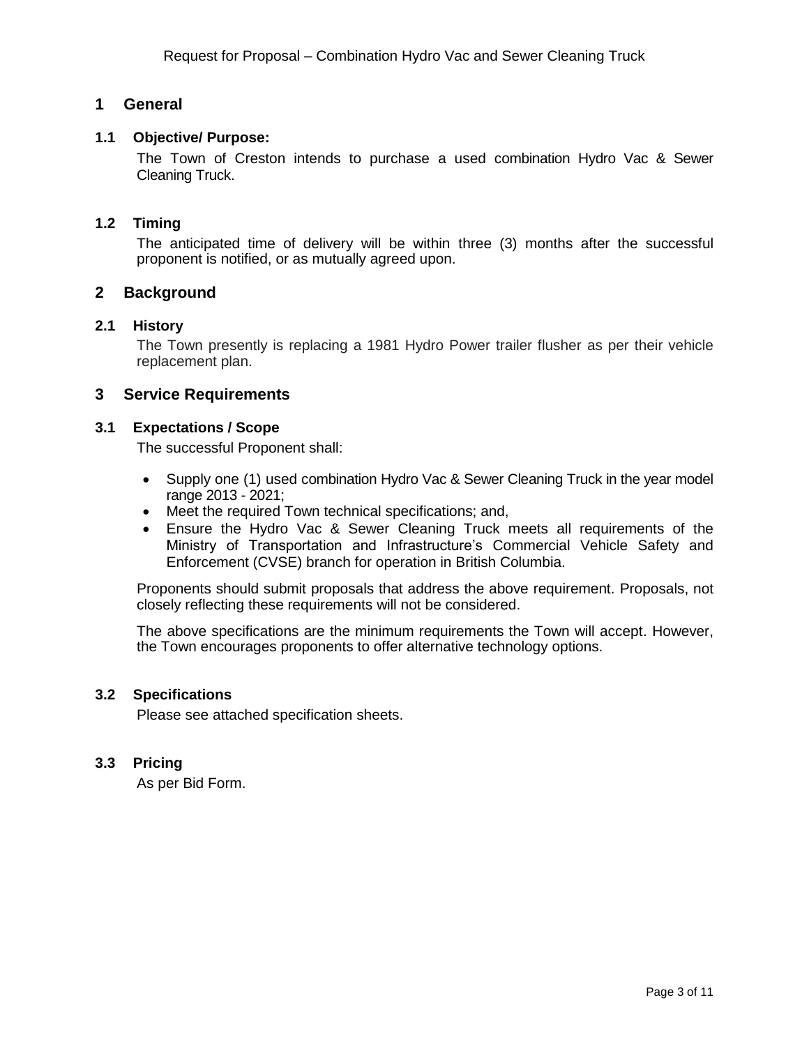# 1 General

## 1.1 Objective/ Purpose:

The Town of Creston intends to purchase a used combination Hydro Vac & Sewer Cleaning Truck.

## 1.2 Timing

The anticipated time of delivery will be within three (3) months after the successful proponent is notified, or as mutually agreed upon.

# 2 Background

## 2.1 History

The Town presently is replacing a 1981 Hydro Power trailer flusher as per their vehicle replacement plan.

# 3 Service Requirements

## 3.1 Expectations / Scope

The successful Proponent shall:

- Supply one (1) used combination Hydro Vac & Sewer Cleaning Truck in the year model range 2013 - 2021;
- Meet the required Town technical specifications; and,
- Ensure the Hydro Vac & Sewer Cleaning Truck meets all requirements of the Ministry of Transportation and Infrastructure's Commercial Vehicle Safety and Enforcement (CVSE) branch for operation in British Columbia.

Proponents should submit proposals that address the above requirement. Proposals, not closely reflecting these requirements will not be considered.

The above specifications are the minimum requirements the Town will accept. However, the Town encourages proponents to offer alternative technology options.

## 3.2 Specifications

Please see attached specification sheets.

## 3.3 Pricing

As per Bid Form.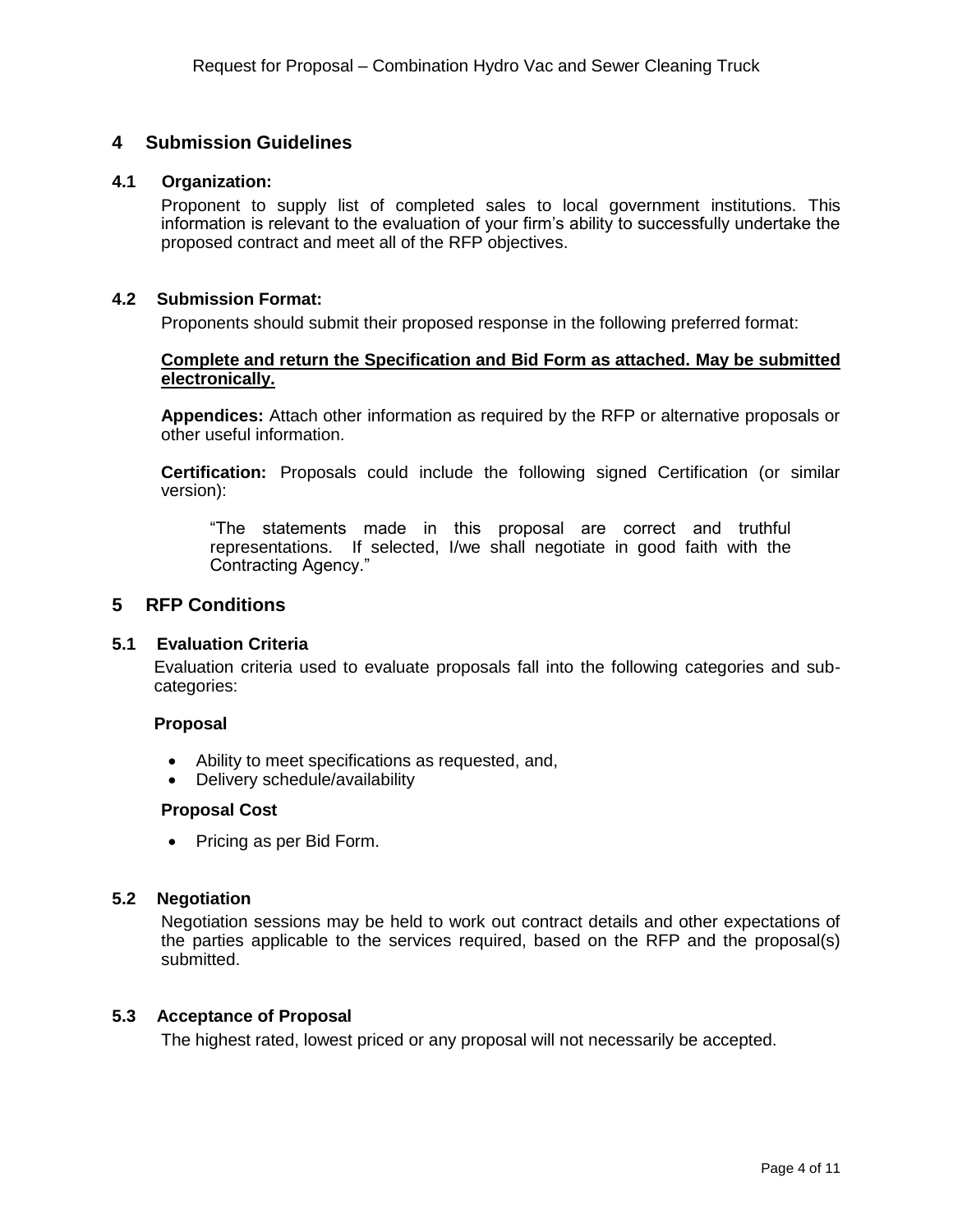# 4 Submission Guidelines

## 4.1 Organization:

Proponent to supply list of completed sales to local government institutions. This information is relevant to the evaluation of your firm's ability to successfully undertake the proposed contract and meet all of the RFP objectives.

## 4.2 Submission Format:

Proponents should submit their proposed response in the following preferred format:

**Complete and return the Specification and Bid Form as attached. May be submitted electronically.**

**Appendices:** Attach other information as required by the RFP or alternative proposals or other useful information.

**Certification:** Proposals could include the following signed Certification (or similar version):

> "The statements made in this proposal are correct and truthful representations. If selected, I/we shall negotiate in good faith with the Contracting Agency."

# 5 RFP Conditions

## 5.1 Evaluation Criteria

Evaluation criteria used to evaluate proposals fall into the following categories and sub-categories:

**Proposal**

- Ability to meet specifications as requested, and,
- Delivery schedule/availability

**Proposal Cost**

- Pricing as per Bid Form.

## 5.2 Negotiation

Negotiation sessions may be held to work out contract details and other expectations of the parties applicable to the services required, based on the RFP and the proposal(s) submitted.

## 5.3 Acceptance of Proposal

The highest rated, lowest priced or any proposal will not necessarily be accepted.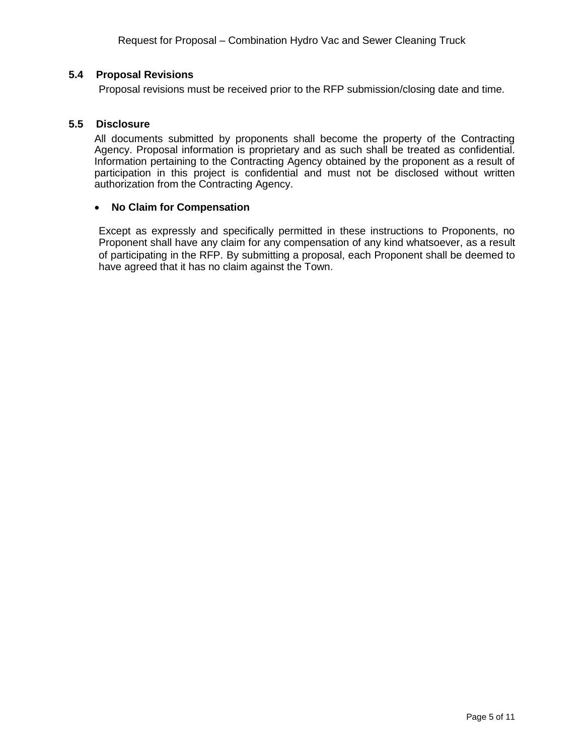### 5.4 Proposal Revisions

Proposal revisions must be received prior to the RFP submission/closing date and time.

### 5.5 Disclosure

All documents submitted by proponents shall become the property of the Contracting Agency. Proposal information is proprietary and as such shall be treated as confidential. Information pertaining to the Contracting Agency obtained by the proponent as a result of participation in this project is confidential and must not be disclosed without written authorization from the Contracting Agency.

- **No Claim for Compensation**

Except as expressly and specifically permitted in these instructions to Proponents, no Proponent shall have any claim for any compensation of any kind whatsoever, as a result of participating in the RFP. By submitting a proposal, each Proponent shall be deemed to have agreed that it has no claim against the Town.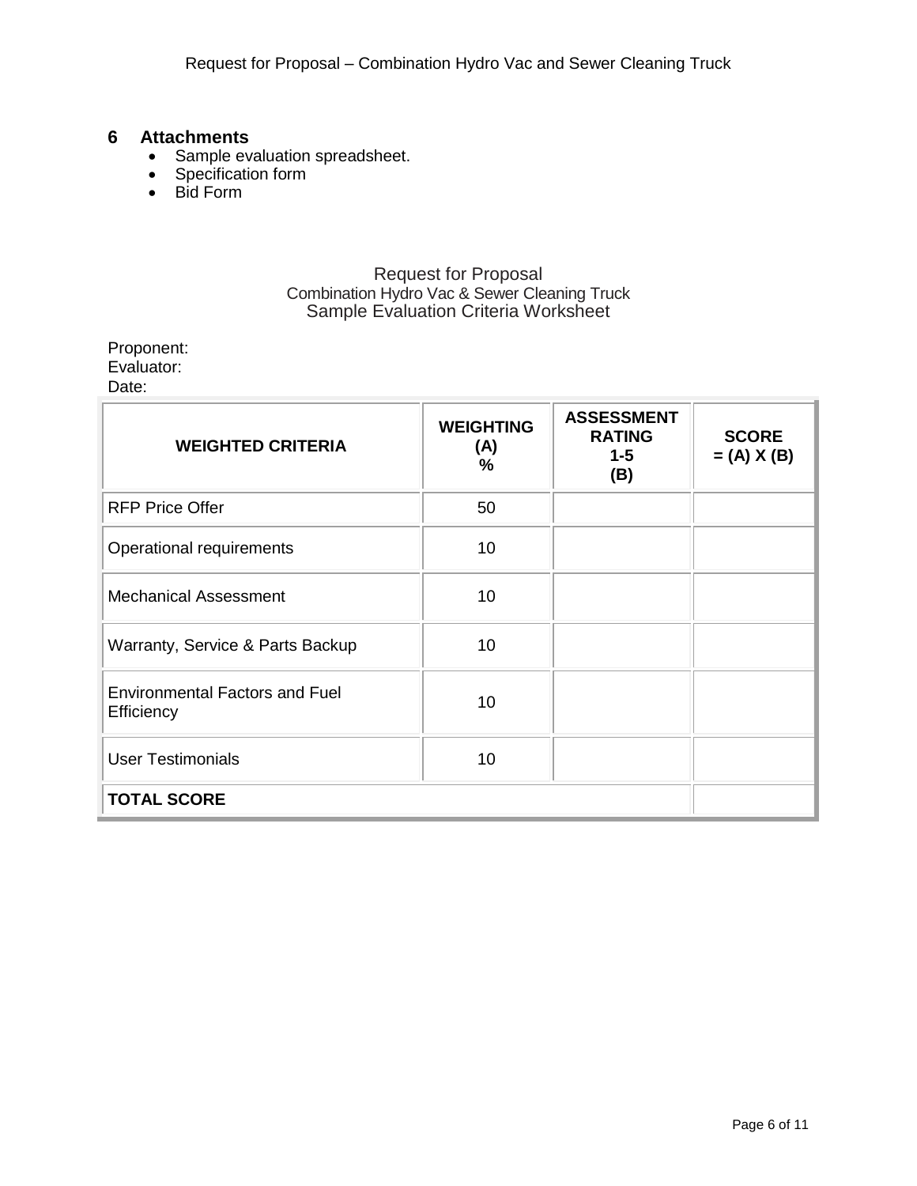## 6 Attachments

- Sample evaluation spreadsheet.
- Specification form
- Bid Form

Request for Proposal
Combination Hydro Vac & Sewer Cleaning Truck
Sample Evaluation Criteria Worksheet

Proponent:
Evaluator:
Date:

| **WEIGHTED CRITERIA** | **WEIGHTING (A) %** | **ASSESSMENT RATING 1-5 (B)** | **SCORE = (A) X (B)** |
|---|---|---|---|
| RFP Price Offer | 50 | | |
| Operational requirements | 10 | | |
| Mechanical Assessment | 10 | | |
| Warranty, Service & Parts Backup | 10 | | |
| Environmental Factors and Fuel Efficiency | 10 | | |
| User Testimonials | 10 | | |
| **TOTAL SCORE** | | | |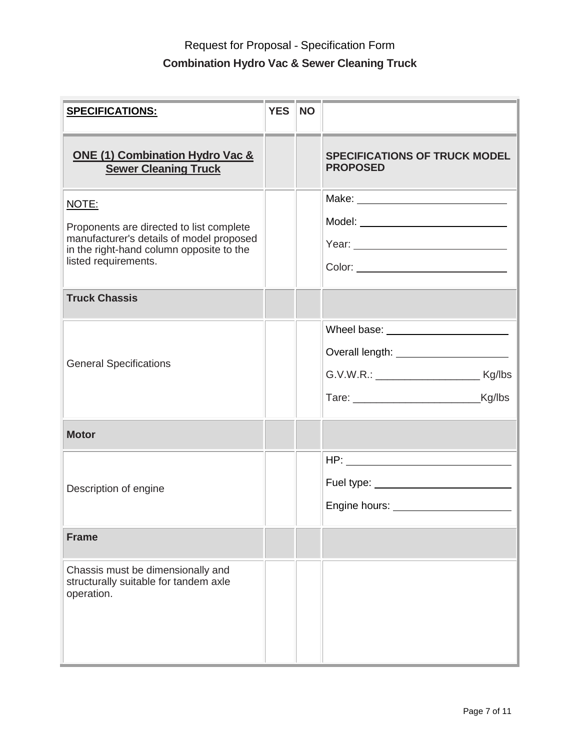Request for Proposal - Specification Form

**Combination Hydro Vac & Sewer Cleaning Truck**

| **SPECIFICATIONS:** | **YES** | **NO** | |
|---|---|---|---|
| **ONE (1) Combination Hydro Vac & Sewer Cleaning Truck** | | | **SPECIFICATIONS OF TRUCK MODEL PROPOSED** |
| NOTE:<br><br>Proponents are directed to list complete manufacturer's details of model proposed in the right-hand column opposite to the listed requirements. | | | Make: ____________________<br>Model: ____________________<br>Year: ____________________<br>Color: ____________________ |
| **Truck Chassis** | | | |
| General Specifications | | | Wheel base: ____________________<br>Overall length: ____________________<br>G.V.W.R.: __________________ Kg/lbs<br>Tare: ______________________Kg/lbs |
| **Motor** | | | |
| Description of engine | | | HP: ____________________<br>Fuel type: ____________________<br>Engine hours: ____________________ |
| **Frame** | | | |
| Chassis must be dimensionally and structurally suitable for tandem axle operation. | | | |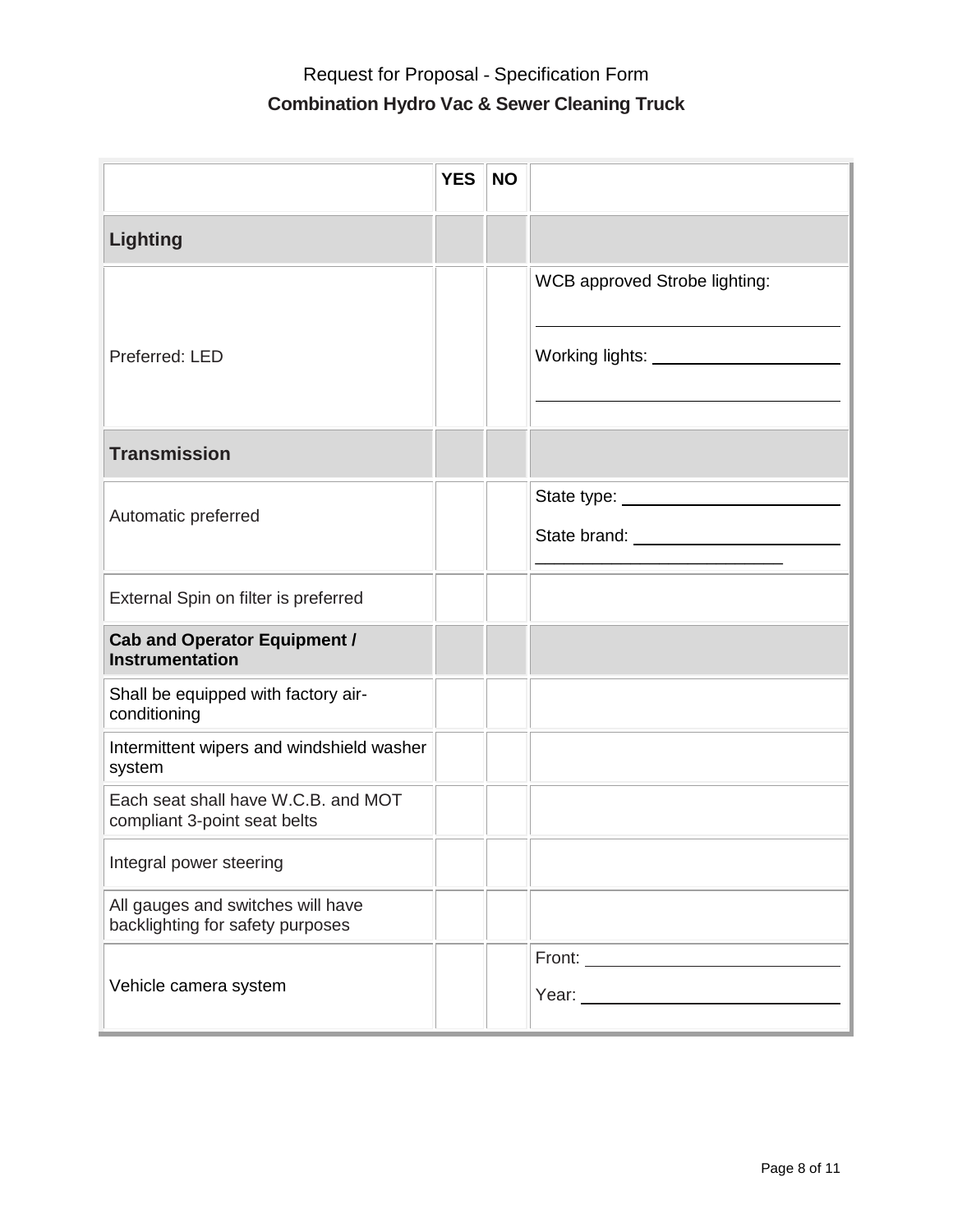Request for Proposal - Specification Form

**Combination Hydro Vac & Sewer Cleaning Truck**

| | YES | NO | |
|---|---|---|---|
| **Lighting** | | | |
| Preferred: LED | | | WCB approved Strobe lighting: ______________ Working lights: ______________ ______________ |
| **Transmission** | | | |
| Automatic preferred | | | State type: ______________ State brand: ______________ ______________ |
| External Spin on filter is preferred | | | |
| **Cab and Operator Equipment / Instrumentation** | | | |
| Shall be equipped with factory air-conditioning | | | |
| Intermittent wipers and windshield washer system | | | |
| Each seat shall have W.C.B. and MOT compliant 3-point seat belts | | | |
| Integral power steering | | | |
| All gauges and switches will have backlighting for safety purposes | | | |
| Vehicle camera system | | | Front: ______________ Year: ______________ |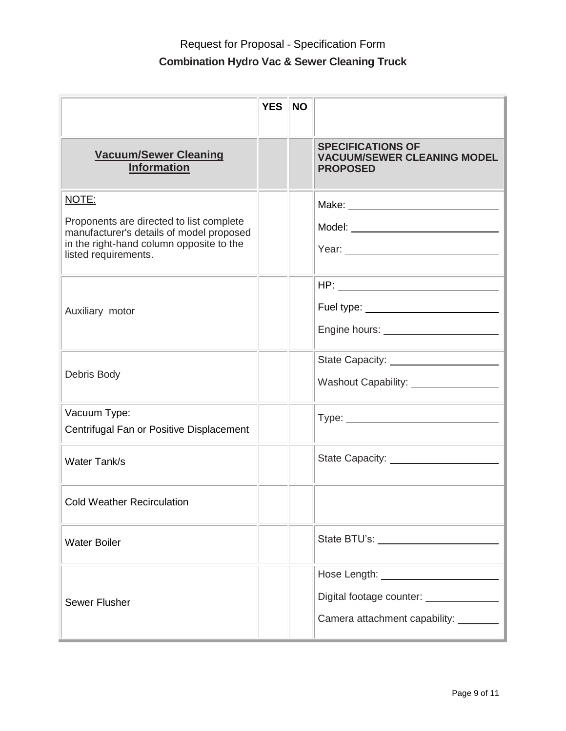Request for Proposal - Specification Form

**Combination Hydro Vac & Sewer Cleaning Truck**

| | YES | NO | |
|---|---|---|---|
| **Vacuum/Sewer Cleaning Information** | | | **SPECIFICATIONS OF VACUUM/SEWER CLEANING MODEL PROPOSED** |
| NOTE:<br><br>Proponents are directed to list complete manufacturer's details of model proposed in the right-hand column opposite to the listed requirements. | | | Make: ______<br>Model: ______<br>Year: ______ |
| Auxiliary motor | | | HP: ______<br>Fuel type: ______<br>Engine hours: ______ |
| Debris Body | | | State Capacity: ______<br>Washout Capability: ______ |
| Vacuum Type:<br>Centrifugal Fan or Positive Displacement | | | Type: ______ |
| Water Tank/s | | | State Capacity: ______ |
| Cold Weather Recirculation | | | |
| Water Boiler | | | State BTU's: ______ |
| Sewer Flusher | | | Hose Length: ______<br>Digital footage counter: ______<br>Camera attachment capability: ______ |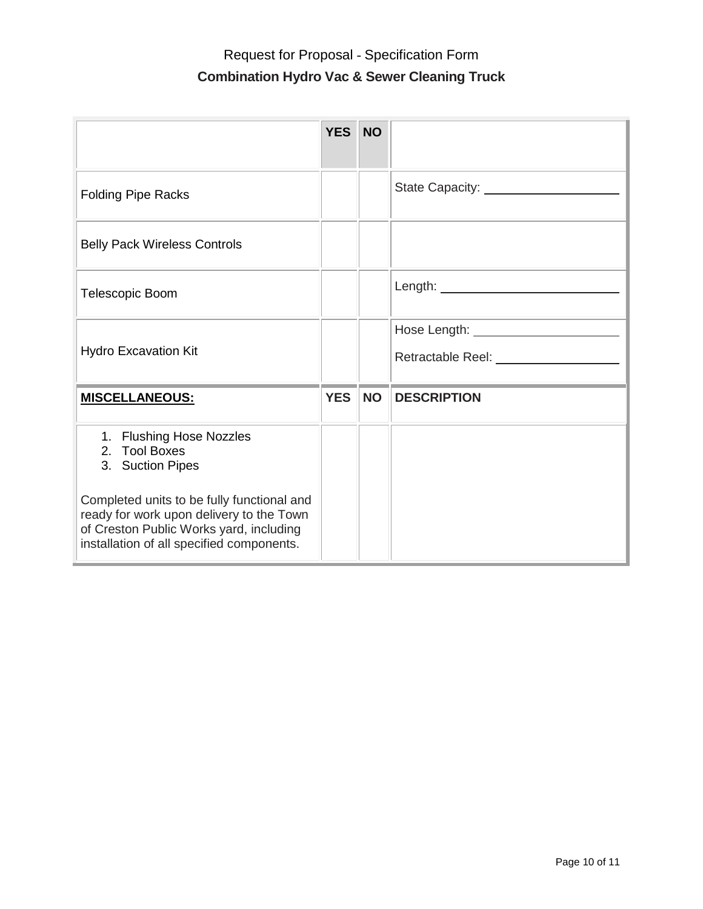Request for Proposal - Specification Form

**Combination Hydro Vac & Sewer Cleaning Truck**

| | **YES** | **NO** | |
|---|---|---|---|
| Folding Pipe Racks | | | State Capacity: ____________ |
| Belly Pack Wireless Controls | | | |
| Telescopic Boom | | | Length: ____________ |
| Hydro Excavation Kit | | | Hose Length: ____________<br>Retractable Reel: ____________ |
| **MISCELLANEOUS:** | **YES** | **NO** | **DESCRIPTION** |
| 1. Flushing Hose Nozzles<br>2. Tool Boxes<br>3. Suction Pipes<br><br>Completed units to be fully functional and ready for work upon delivery to the Town of Creston Public Works yard, including installation of all specified components. | | | |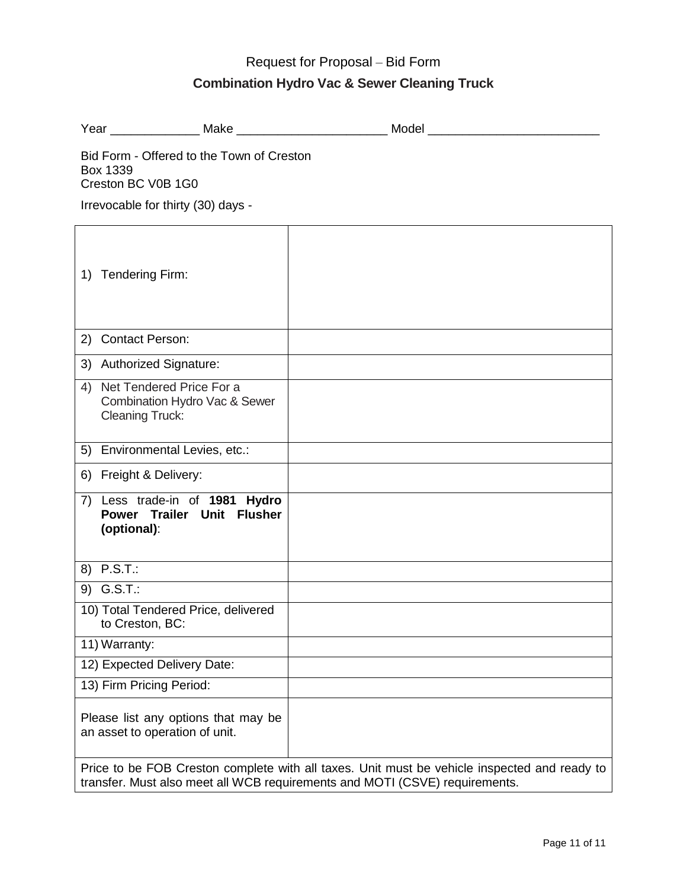Request for Proposal – Bid Form

**Combination Hydro Vac & Sewer Cleaning Truck**

Year _____________ Make _____________________ Model _________________________

Bid Form - Offered to the Town of Creston
Box 1339
Creston BC V0B 1G0

Irrevocable for thirty (30) days -

| | |
|---|---|
| 1) Tendering Firm: | |
| 2) Contact Person: | |
| 3) Authorized Signature: | |
| 4) Net Tendered Price For a Combination Hydro Vac & Sewer Cleaning Truck: | |
| 5) Environmental Levies, etc.: | |
| 6) Freight & Delivery: | |
| 7) Less trade-in of **1981 Hydro Power Trailer Unit Flusher (optional)**: | |
| 8) P.S.T.: | |
| 9) G.S.T.: | |
| 10) Total Tendered Price, delivered to Creston, BC: | |
| 11) Warranty: | |
| 12) Expected Delivery Date: | |
| 13) Firm Pricing Period: | |
| Please list any options that may be an asset to operation of unit. | |
| Price to be FOB Creston complete with all taxes. Unit must be vehicle inspected and ready to transfer. Must also meet all WCB requirements and MOTI (CSVE) requirements. | |